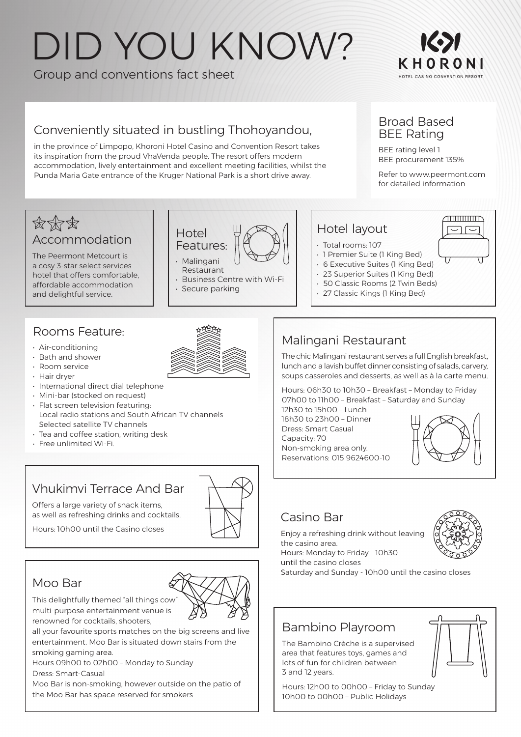# DID YOU KNOW?

Group and conventions fact sheet

KHORONI
HOTEL CASINO CONVENTION RESORT

## Conveniently situated in bustling Thohoyandou,

in the province of Limpopo, Khoroni Hotel Casino and Convention Resort takes its inspiration from the proud VhaVenda people. The resort offers modern accommodation, lively entertainment and excellent meeting facilities, whilst the Punda Maria Gate entrance of the Kruger National Park is a short drive away.

## Broad Based BEE Rating

BEE rating level 1
BEE procurement 135%

Refer to www.peermont.com for detailed information

## ☆☆☆ Accommodation

The Peermont Metcourt is a cosy 3-star select services hotel that offers comfortable, affordable accommodation and delightful service.

## Hotel Features:

- Malingani Restaurant
- Business Centre with Wi-Fi
- Secure parking

## Hotel layout

- Total rooms: 107
- 1 Premier Suite (1 King Bed)
- 6 Executive Suites (1 King Bed)
- 23 Superior Suites (1 King Bed)
- 50 Classic Rooms (2 Twin Beds)
- 27 Classic Kings (1 King Bed)

## Rooms Feature:

- Air-conditioning
- Bath and shower
- Room service
- Hair dryer
- International direct dial telephone
- Mini-bar (stocked on request)
- Flat screen television featuring:
  Local radio stations and South African TV channels
  Selected satellite TV channels
- Tea and coffee station, writing desk
- Free unlimited Wi-Fi.

## Malingani Restaurant

The chic Malingani restaurant serves a full English breakfast, lunch and a lavish buffet dinner consisting of salads, carvery, soups casseroles and desserts, as well as à la carte menu.

Hours: 06h30 to 10h30 – Breakfast – Monday to Friday
07h00 to 11h00 – Breakfast – Saturday and Sunday
12h30 to 15h00 – Lunch
18h30 to 23h00 – Dinner
Dress: Smart Casual
Capacity: 70
Non-smoking area only.
Reservations: 015 9624600-10

## Vhukimvi Terrace And Bar

Offers a large variety of snack items, as well as refreshing drinks and cocktails.

Hours: 10h00 until the Casino closes

## Casino Bar

Enjoy a refreshing drink without leaving the casino area.
Hours: Monday to Friday - 10h30 until the casino closes
Saturday and Sunday - 10h00 until the casino closes

## Moo Bar

This delightfully themed "all things cow" multi-purpose entertainment venue is renowned for cocktails, shooters, all your favourite sports matches on the big screens and live entertainment. Moo Bar is situated down stairs from the smoking gaming area.
Hours 09h00 to 02h00 – Monday to Sunday
Dress: Smart-Casual
Moo Bar is non-smoking, however outside on the patio of the Moo Bar has space reserved for smokers

## Bambino Playroom

The Bambino Crèche is a supervised area that features toys, games and lots of fun for children between 3 and 12 years.

Hours: 12h00 to 00h00 – Friday to Sunday
10h00 to 00h00 – Public Holidays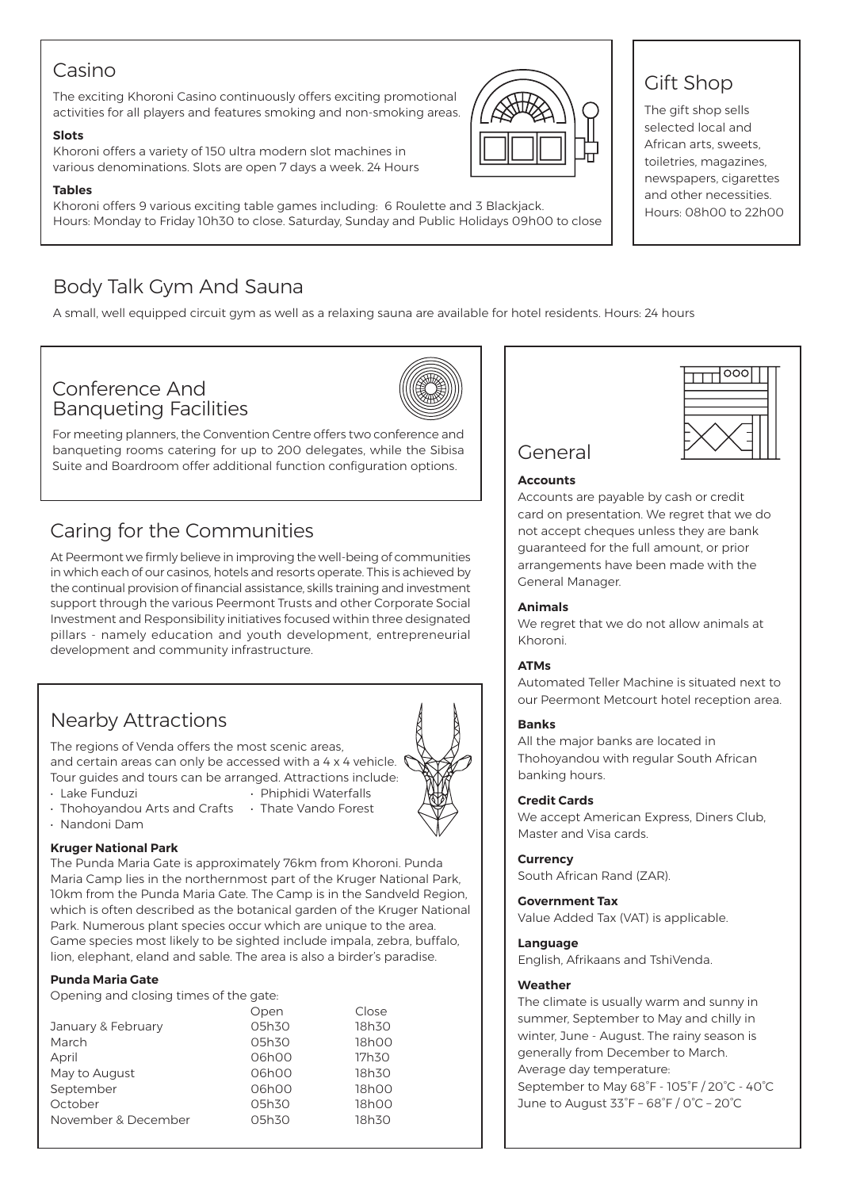## Casino

The exciting Khoroni Casino continuously offers exciting promotional activities for all players and features smoking and non-smoking areas.

**Slots**

Khoroni offers a variety of 150 ultra modern slot machines in various denominations. Slots are open 7 days a week. 24 Hours

**Tables**

Khoroni offers 9 various exciting table games including: 6 Roulette and 3 Blackjack.
Hours: Monday to Friday 10h30 to close. Saturday, Sunday and Public Holidays 09h00 to close

## Gift Shop

The gift shop sells selected local and African arts, sweets, toiletries, magazines, newspapers, cigarettes and other necessities.
Hours: 08h00 to 22h00

## Body Talk Gym And Sauna

A small, well equipped circuit gym as well as a relaxing sauna are available for hotel residents. Hours: 24 hours

## Conference And Banqueting Facilities

For meeting planners, the Convention Centre offers two conference and banqueting rooms catering for up to 200 delegates, while the Sibisa Suite and Boardroom offer additional function configuration options.

## Caring for the Communities

At Peermont we firmly believe in improving the well-being of communities in which each of our casinos, hotels and resorts operate. This is achieved by the continual provision of financial assistance, skills training and investment support through the various Peermont Trusts and other Corporate Social Investment and Responsibility initiatives focused within three designated pillars - namely education and youth development, entrepreneurial development and community infrastructure.

## Nearby Attractions

The regions of Venda offers the most scenic areas, and certain areas can only be accessed with a 4 x 4 vehicle. Tour guides and tours can be arranged. Attractions include:

- Lake Funduzi
- Thohoyandou Arts and Crafts
- Nandoni Dam
- Phiphidi Waterfalls
- Thate Vando Forest

**Kruger National Park**

The Punda Maria Gate is approximately 76km from Khoroni. Punda Maria Camp lies in the northernmost part of the Kruger National Park, 10km from the Punda Maria Gate. The Camp is in the Sandveld Region, which is often described as the botanical garden of the Kruger National Park. Numerous plant species occur which are unique to the area. Game species most likely to be sighted include impala, zebra, buffalo, lion, elephant, eland and sable. The area is also a birder's paradise.

**Punda Maria Gate**

Opening and closing times of the gate:

| | Open | Close |
|---|---|---|
| January & February | 05h30 | 18h30 |
| March | 05h30 | 18h00 |
| April | 06h00 | 17h30 |
| May to August | 06h00 | 18h30 |
| September | 06h00 | 18h00 |
| October | 05h30 | 18h00 |
| November & December | 05h30 | 18h30 |

## General

**Accounts**

Accounts are payable by cash or credit card on presentation. We regret that we do not accept cheques unless they are bank guaranteed for the full amount, or prior arrangements have been made with the General Manager.

**Animals**

We regret that we do not allow animals at Khoroni.

**ATMs**

Automated Teller Machine is situated next to our Peermont Metcourt hotel reception area.

**Banks**

All the major banks are located in Thohoyandou with regular South African banking hours.

**Credit Cards**

We accept American Express, Diners Club, Master and Visa cards.

**Currency**

South African Rand (ZAR).

**Government Tax**

Value Added Tax (VAT) is applicable.

**Language**

English, Afrikaans and TshiVenda.

**Weather**

The climate is usually warm and sunny in summer, September to May and chilly in winter, June - August. The rainy season is generally from December to March.
Average day temperature:
September to May 68˚F - 105˚F / 20˚C - 40˚C
June to August 33˚F – 68˚F / 0˚C – 20˚C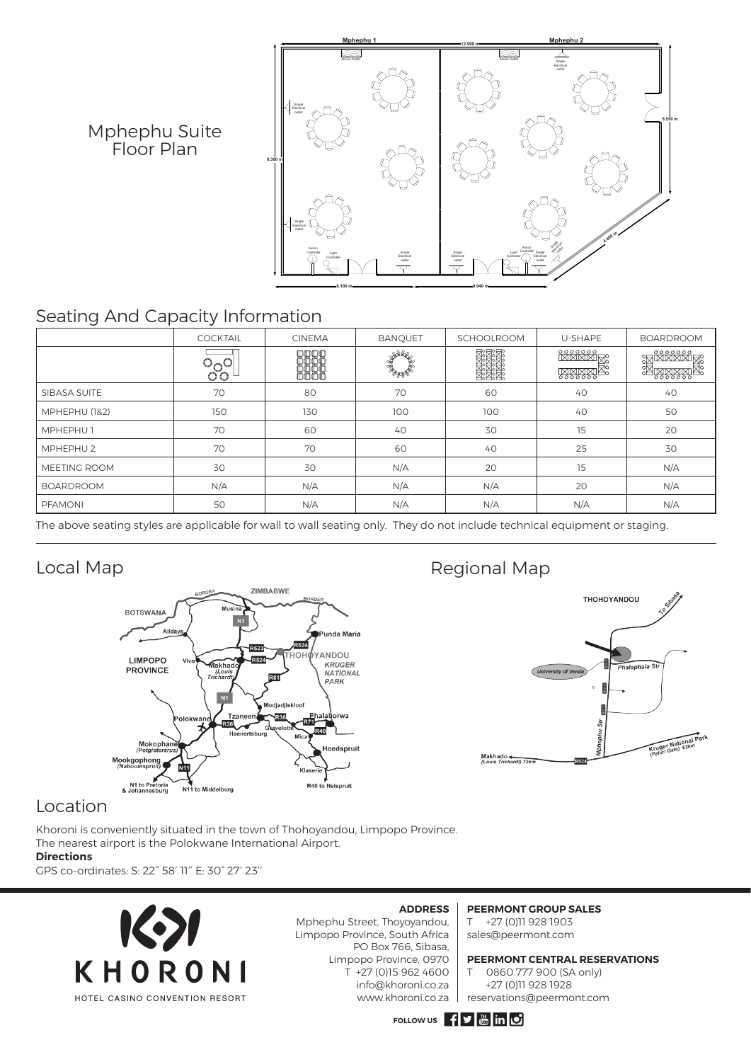# Mphephu Suite Floor Plan

Mphephu 1

Mphephu 2

12.900 m

8.300 m

5.550 m

4.400 m

8.100 m

9.940 m

## Seating And Capacity Information

| | COCKTAIL | CINEMA | BANQUET | SCHOOLROOM | U-SHAPE | BOARDROOM |
|---|---|---|---|---|---|---|
| SIBASA SUITE | 70 | 80 | 70 | 60 | 40 | 40 |
| MPHEPHU (1&2) | 150 | 130 | 100 | 100 | 40 | 50 |
| MPHEPHU 1 | 70 | 60 | 40 | 30 | 15 | 20 |
| MPHEPHU 2 | 70 | 70 | 60 | 40 | 25 | 30 |
| MEETING ROOM | 30 | 30 | N/A | 20 | 15 | N/A |
| BOARDROOM | N/A | N/A | N/A | N/A | 20 | N/A |
| PFAMONI | 50 | N/A | N/A | N/A | N/A | N/A |

The above seating styles are applicable for wall to wall seating only. They do not include technical equipment or staging.

## Local Map

## Regional Map

## Location

Khoroni is conveniently situated in the town of Thohoyandou, Limpopo Province.
The nearest airport is the Polokwane International Airport.

**Directions**

GPS co-ordinates: S: 22˚ 58' 11'' E: 30˚ 27' 23''

KHORONI
HOTEL CASINO CONVENTION RESORT

**ADDRESS**

Mphephu Street, Thoyoyandou,
Limpopo Province, South Africa
PO Box 766, Sibasa,
Limpopo Province, 0970
T +27 (0)15 962 4600
info@khoroni.co.za
www.khoroni.co.za

**PEERMONT GROUP SALES**

T +27 (0)11 928 1903
sales@peermont.com

**PEERMONT CENTRAL RESERVATIONS**

T 0860 777 900 (SA only)
+27 (0)11 928 1928
reservations@peermont.com

FOLLOW US